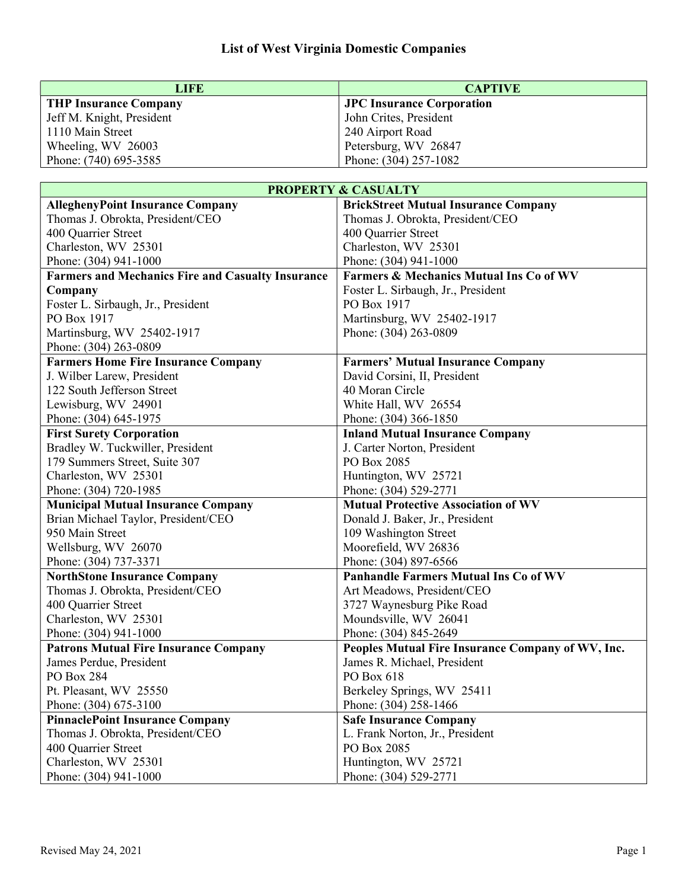# List of West Virginia Domestic Companies

| LIFE | CAPTIVE |
| --- | --- |
| **THP Insurance Company**<br>Jeff M. Knight, President<br>1110 Main Street<br>Wheeling, WV 26003<br>Phone: (740) 695-3585 | **JPC Insurance Corporation**<br>John Crites, President<br>240 Airport Road<br>Petersburg, WV 26847<br>Phone: (304) 257-1082 |

| PROPERTY & CASUALTY | |
| --- | --- |
| **AlleghenyPoint Insurance Company**<br>Thomas J. Obrokta, President/CEO<br>400 Quarrier Street<br>Charleston, WV 25301<br>Phone: (304) 941-1000 | **BrickStreet Mutual Insurance Company**<br>Thomas J. Obrokta, President/CEO<br>400 Quarrier Street<br>Charleston, WV 25301<br>Phone: (304) 941-1000 |
| **Farmers and Mechanics Fire and Casualty Insurance Company**<br>Foster L. Sirbaugh, Jr., President<br>PO Box 1917<br>Martinsburg, WV 25402-1917<br>Phone: (304) 263-0809 | **Farmers & Mechanics Mutual Ins Co of WV**<br>Foster L. Sirbaugh, Jr., President<br>PO Box 1917<br>Martinsburg, WV 25402-1917<br>Phone: (304) 263-0809 |
| **Farmers Home Fire Insurance Company**<br>J. Wilber Larew, President<br>122 South Jefferson Street<br>Lewisburg, WV 24901<br>Phone: (304) 645-1975 | **Farmers' Mutual Insurance Company**<br>David Corsini, II, President<br>40 Moran Circle<br>White Hall, WV 26554<br>Phone: (304) 366-1850 |
| **First Surety Corporation**<br>Bradley W. Tuckwiller, President<br>179 Summers Street, Suite 307<br>Charleston, WV 25301<br>Phone: (304) 720-1985 | **Inland Mutual Insurance Company**<br>J. Carter Norton, President<br>PO Box 2085<br>Huntington, WV 25721<br>Phone: (304) 529-2771 |
| **Municipal Mutual Insurance Company**<br>Brian Michael Taylor, President/CEO<br>950 Main Street<br>Wellsburg, WV 26070<br>Phone: (304) 737-3371 | **Mutual Protective Association of WV**<br>Donald J. Baker, Jr., President<br>109 Washington Street<br>Moorefield, WV 26836<br>Phone: (304) 897-6566 |
| **NorthStone Insurance Company**<br>Thomas J. Obrokta, President/CEO<br>400 Quarrier Street<br>Charleston, WV 25301<br>Phone: (304) 941-1000 | **Panhandle Farmers Mutual Ins Co of WV**<br>Art Meadows, President/CEO<br>3727 Waynesburg Pike Road<br>Moundsville, WV 26041<br>Phone: (304) 845-2649 |
| **Patrons Mutual Fire Insurance Company**<br>James Perdue, President<br>PO Box 284<br>Pt. Pleasant, WV 25550<br>Phone: (304) 675-3100 | **Peoples Mutual Fire Insurance Company of WV, Inc.**<br>James R. Michael, President<br>PO Box 618<br>Berkeley Springs, WV 25411<br>Phone: (304) 258-1466 |
| **PinnaclePoint Insurance Company**<br>Thomas J. Obrokta, President/CEO<br>400 Quarrier Street<br>Charleston, WV 25301<br>Phone: (304) 941-1000 | **Safe Insurance Company**<br>L. Frank Norton, Jr., President<br>PO Box 2085<br>Huntington, WV 25721<br>Phone: (304) 529-2771 |

Revised May 24, 2021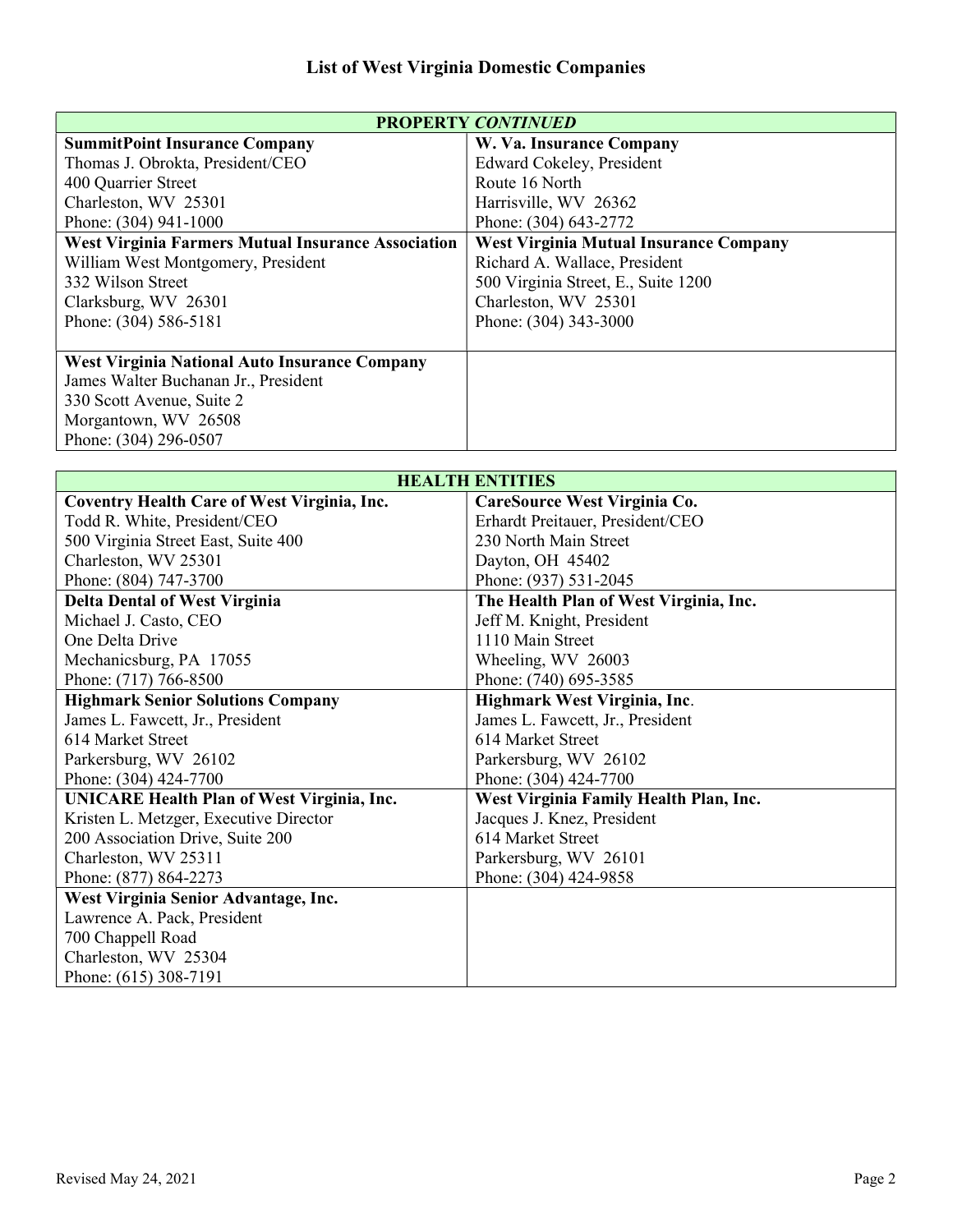# List of West Virginia Domestic Companies

| PROPERTY *CONTINUED* | |
|---|---|
| **SummitPoint Insurance Company**<br>Thomas J. Obrokta, President/CEO<br>400 Quarrier Street<br>Charleston, WV 25301<br>Phone: (304) 941-1000 | **W. Va. Insurance Company**<br>Edward Cokeley, President<br>Route 16 North<br>Harrisville, WV 26362<br>Phone: (304) 643-2772 |
| **West Virginia Farmers Mutual Insurance Association**<br>William West Montgomery, President<br>332 Wilson Street<br>Clarksburg, WV 26301<br>Phone: (304) 586-5181 | **West Virginia Mutual Insurance Company**<br>Richard A. Wallace, President<br>500 Virginia Street, E., Suite 1200<br>Charleston, WV 25301<br>Phone: (304) 343-3000 |
| **West Virginia National Auto Insurance Company**<br>James Walter Buchanan Jr., President<br>330 Scott Avenue, Suite 2<br>Morgantown, WV 26508<br>Phone: (304) 296-0507 | |

| HEALTH ENTITIES | |
|---|---|
| **Coventry Health Care of West Virginia, Inc.**<br>Todd R. White, President/CEO<br>500 Virginia Street East, Suite 400<br>Charleston, WV 25301<br>Phone: (804) 747-3700 | **CareSource West Virginia Co.**<br>Erhardt Preitauer, President/CEO<br>230 North Main Street<br>Dayton, OH 45402<br>Phone: (937) 531-2045 |
| **Delta Dental of West Virginia**<br>Michael J. Casto, CEO<br>One Delta Drive<br>Mechanicsburg, PA 17055<br>Phone: (717) 766-8500 | **The Health Plan of West Virginia, Inc.**<br>Jeff M. Knight, President<br>1110 Main Street<br>Wheeling, WV 26003<br>Phone: (740) 695-3585 |
| **Highmark Senior Solutions Company**<br>James L. Fawcett, Jr., President<br>614 Market Street<br>Parkersburg, WV 26102<br>Phone: (304) 424-7700 | **Highmark West Virginia, Inc**.<br>James L. Fawcett, Jr., President<br>614 Market Street<br>Parkersburg, WV 26102<br>Phone: (304) 424-7700 |
| **UNICARE Health Plan of West Virginia, Inc.**<br>Kristen L. Metzger, Executive Director<br>200 Association Drive, Suite 200<br>Charleston, WV 25311<br>Phone: (877) 864-2273 | **West Virginia Family Health Plan, Inc.**<br>Jacques J. Knez, President<br>614 Market Street<br>Parkersburg, WV 26101<br>Phone: (304) 424-9858 |
| **West Virginia Senior Advantage, Inc.**<br>Lawrence A. Pack, President<br>700 Chappell Road<br>Charleston, WV 25304<br>Phone: (615) 308-7191 | |

Revised May 24, 2021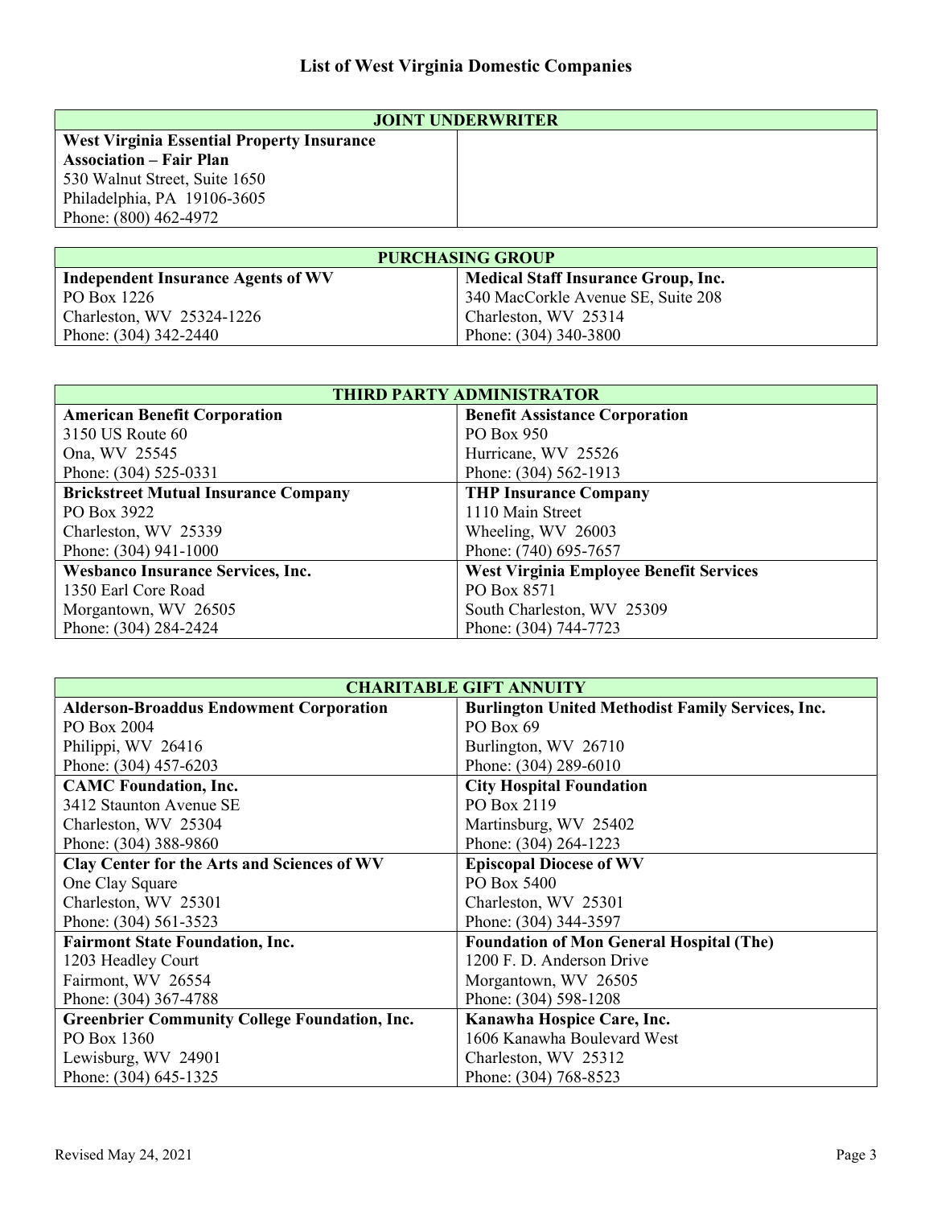## List of West Virginia Domestic Companies

| JOINT UNDERWRITER | |
|---|---|
| **West Virginia Essential Property Insurance Association – Fair Plan**<br>530 Walnut Street, Suite 1650<br>Philadelphia, PA 19106-3605<br>Phone: (800) 462-4972 | |

| PURCHASING GROUP | |
|---|---|
| **Independent Insurance Agents of WV**<br>PO Box 1226<br>Charleston, WV 25324-1226<br>Phone: (304) 342-2440 | **Medical Staff Insurance Group, Inc.**<br>340 MacCorkle Avenue SE, Suite 208<br>Charleston, WV 25314<br>Phone: (304) 340-3800 |

| THIRD PARTY ADMINISTRATOR | |
|---|---|
| **American Benefit Corporation**<br>3150 US Route 60<br>Ona, WV 25545<br>Phone: (304) 525-0331 | **Benefit Assistance Corporation**<br>PO Box 950<br>Hurricane, WV 25526<br>Phone: (304) 562-1913 |
| **Brickstreet Mutual Insurance Company**<br>PO Box 3922<br>Charleston, WV 25339<br>Phone: (304) 941-1000 | **THP Insurance Company**<br>1110 Main Street<br>Wheeling, WV 26003<br>Phone: (740) 695-7657 |
| **Wesbanco Insurance Services, Inc.**<br>1350 Earl Core Road<br>Morgantown, WV 26505<br>Phone: (304) 284-2424 | **West Virginia Employee Benefit Services**<br>PO Box 8571<br>South Charleston, WV 25309<br>Phone: (304) 744-7723 |

| CHARITABLE GIFT ANNUITY | |
|---|---|
| **Alderson-Broaddus Endowment Corporation**<br>PO Box 2004<br>Philippi, WV 26416<br>Phone: (304) 457-6203 | **Burlington United Methodist Family Services, Inc.**<br>PO Box 69<br>Burlington, WV 26710<br>Phone: (304) 289-6010 |
| **CAMC Foundation, Inc.**<br>3412 Staunton Avenue SE<br>Charleston, WV 25304<br>Phone: (304) 388-9860 | **City Hospital Foundation**<br>PO Box 2119<br>Martinsburg, WV 25402<br>Phone: (304) 264-1223 |
| **Clay Center for the Arts and Sciences of WV**<br>One Clay Square<br>Charleston, WV 25301<br>Phone: (304) 561-3523 | **Episcopal Diocese of WV**<br>PO Box 5400<br>Charleston, WV 25301<br>Phone: (304) 344-3597 |
| **Fairmont State Foundation, Inc.**<br>1203 Headley Court<br>Fairmont, WV 26554<br>Phone: (304) 367-4788 | **Foundation of Mon General Hospital (The)**<br>1200 F. D. Anderson Drive<br>Morgantown, WV 26505<br>Phone: (304) 598-1208 |
| **Greenbrier Community College Foundation, Inc.**<br>PO Box 1360<br>Lewisburg, WV 24901<br>Phone: (304) 645-1325 | **Kanawha Hospice Care, Inc.**<br>1606 Kanawha Boulevard West<br>Charleston, WV 25312<br>Phone: (304) 768-8523 |

Revised May 24, 2021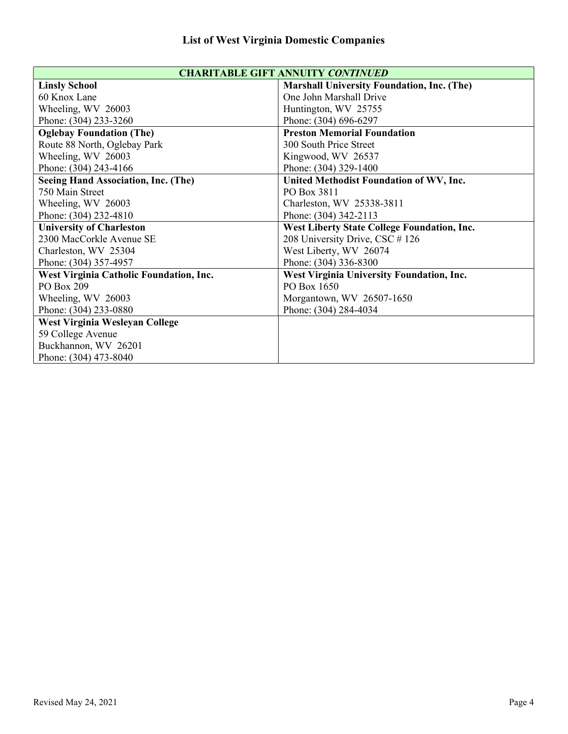## List of West Virginia Domestic Companies

| CHARITABLE GIFT ANNUITY *CONTINUED* | |
|---|---|
| **Linsly School**<br>60 Knox Lane<br>Wheeling, WV 26003<br>Phone: (304) 233-3260 | **Marshall University Foundation, Inc. (The)**<br>One John Marshall Drive<br>Huntington, WV 25755<br>Phone: (304) 696-6297 |
| **Oglebay Foundation (The)**<br>Route 88 North, Oglebay Park<br>Wheeling, WV 26003<br>Phone: (304) 243-4166 | **Preston Memorial Foundation**<br>300 South Price Street<br>Kingwood, WV 26537<br>Phone: (304) 329-1400 |
| **Seeing Hand Association, Inc. (The)**<br>750 Main Street<br>Wheeling, WV 26003<br>Phone: (304) 232-4810 | **United Methodist Foundation of WV, Inc.**<br>PO Box 3811<br>Charleston, WV 25338-3811<br>Phone: (304) 342-2113 |
| **University of Charleston**<br>2300 MacCorkle Avenue SE<br>Charleston, WV 25304<br>Phone: (304) 357-4957 | **West Liberty State College Foundation, Inc.**<br>208 University Drive, CSC # 126<br>West Liberty, WV 26074<br>Phone: (304) 336-8300 |
| **West Virginia Catholic Foundation, Inc.**<br>PO Box 209<br>Wheeling, WV 26003<br>Phone: (304) 233-0880 | **West Virginia University Foundation, Inc.**<br>PO Box 1650<br>Morgantown, WV 26507-1650<br>Phone: (304) 284-4034 |
| **West Virginia Wesleyan College**<br>59 College Avenue<br>Buckhannon, WV 26201<br>Phone: (304) 473-8040 | |

Revised May 24, 2021